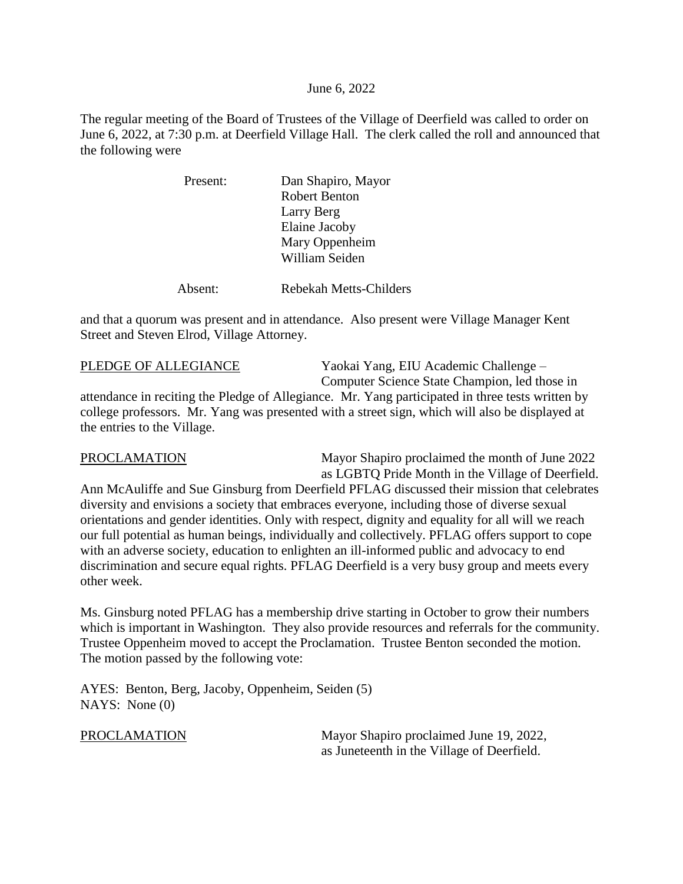June 6, 2022

The regular meeting of the Board of Trustees of the Village of Deerfield was called to order on June 6, 2022, at 7:30 p.m. at Deerfield Village Hall. The clerk called the roll and announced that the following were

Present: Dan Shapiro, Mayor
Robert Benton
Larry Berg
Elaine Jacoby
Mary Oppenheim
William Seiden

Absent: Rebekah Metts-Childers

and that a quorum was present and in attendance. Also present were Village Manager Kent Street and Steven Elrod, Village Attorney.

PLEDGE OF ALLEGIANCE Yaokai Yang, EIU Academic Challenge – Computer Science State Champion, led those in attendance in reciting the Pledge of Allegiance. Mr. Yang participated in three tests written by college professors. Mr. Yang was presented with a street sign, which will also be displayed at the entries to the Village.

PROCLAMATION Mayor Shapiro proclaimed the month of June 2022 as LGBTQ Pride Month in the Village of Deerfield. Ann McAuliffe and Sue Ginsburg from Deerfield PFLAG discussed their mission that celebrates diversity and envisions a society that embraces everyone, including those of diverse sexual orientations and gender identities. Only with respect, dignity and equality for all will we reach our full potential as human beings, individually and collectively. PFLAG offers support to cope with an adverse society, education to enlighten an ill-informed public and advocacy to end discrimination and secure equal rights. PFLAG Deerfield is a very busy group and meets every other week.

Ms. Ginsburg noted PFLAG has a membership drive starting in October to grow their numbers which is important in Washington. They also provide resources and referrals for the community. Trustee Oppenheim moved to accept the Proclamation. Trustee Benton seconded the motion. The motion passed by the following vote:

AYES: Benton, Berg, Jacoby, Oppenheim, Seiden (5)
NAYS: None (0)

PROCLAMATION Mayor Shapiro proclaimed June 19, 2022, as Juneteenth in the Village of Deerfield.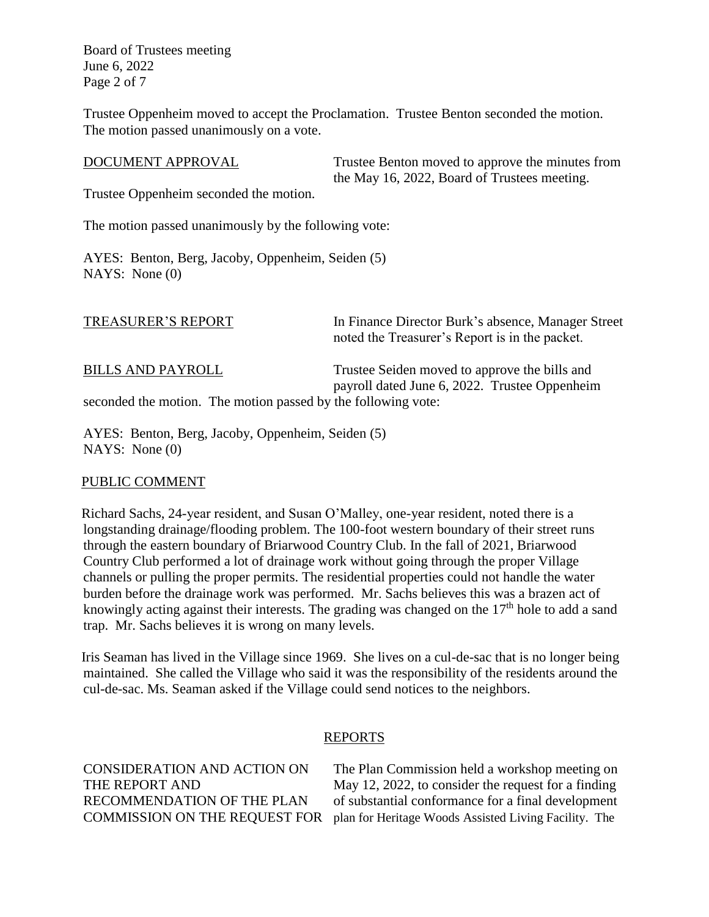Trustee Oppenheim moved to accept the Proclamation. Trustee Benton seconded the motion. The motion passed unanimously on a vote.

DOCUMENT APPROVAL — Trustee Benton moved to approve the minutes from the May 16, 2022, Board of Trustees meeting. Trustee Oppenheim seconded the motion.

The motion passed unanimously by the following vote:

AYES: Benton, Berg, Jacoby, Oppenheim, Seiden (5)
NAYS: None (0)

TREASURER'S REPORT — In Finance Director Burk's absence, Manager Street noted the Treasurer's Report is in the packet.

BILLS AND PAYROLL — Trustee Seiden moved to approve the bills and payroll dated June 6, 2022. Trustee Oppenheim seconded the motion. The motion passed by the following vote:

AYES: Benton, Berg, Jacoby, Oppenheim, Seiden (5)
NAYS: None (0)

PUBLIC COMMENT

Richard Sachs, 24-year resident, and Susan O'Malley, one-year resident, noted there is a longstanding drainage/flooding problem. The 100-foot western boundary of their street runs through the eastern boundary of Briarwood Country Club. In the fall of 2021, Briarwood Country Club performed a lot of drainage work without going through the proper Village channels or pulling the proper permits. The residential properties could not handle the water burden before the drainage work was performed. Mr. Sachs believes this was a brazen act of knowingly acting against their interests. The grading was changed on the 17th hole to add a sand trap. Mr. Sachs believes it is wrong on many levels.

Iris Seaman has lived in the Village since 1969. She lives on a cul-de-sac that is no longer being maintained. She called the Village who said it was the responsibility of the residents around the cul-de-sac. Ms. Seaman asked if the Village could send notices to the neighbors.

## REPORTS

CONSIDERATION AND ACTION ON THE REPORT AND RECOMMENDATION OF THE PLAN COMMISSION ON THE REQUEST FOR — The Plan Commission held a workshop meeting on May 12, 2022, to consider the request for a finding of substantial conformance for a final development plan for Heritage Woods Assisted Living Facility. The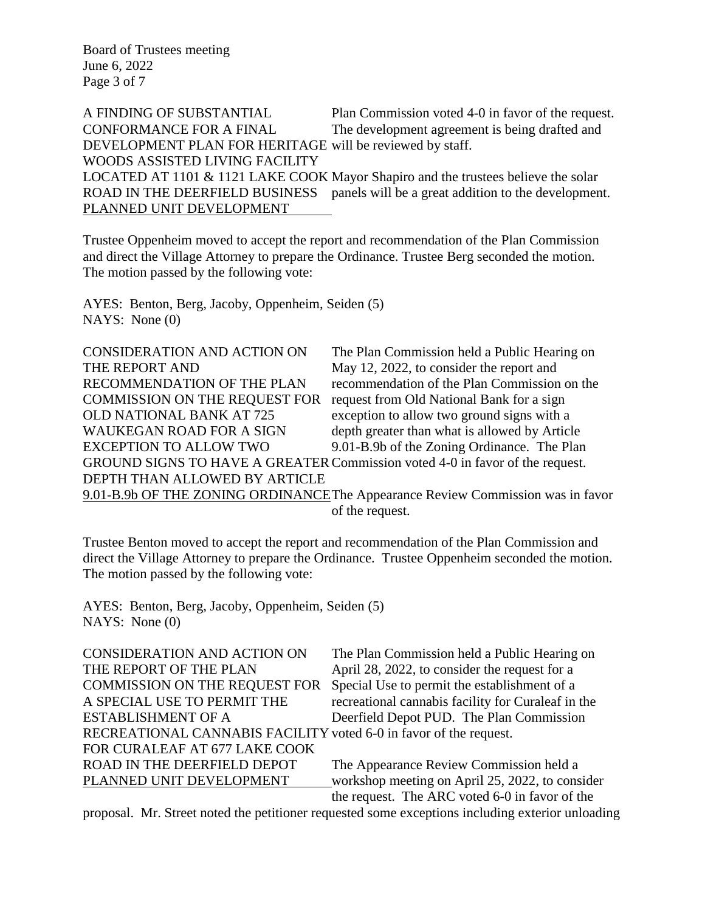**A FINDING OF SUBSTANTIAL CONFORMANCE FOR A FINAL DEVELOPMENT PLAN FOR HERITAGE WOODS ASSISTED LIVING FACILITY LOCATED AT 1101 & 1121 LAKE COOK ROAD IN THE DEERFIELD BUSINESS PLANNED UNIT DEVELOPMENT**

Plan Commission voted 4-0 in favor of the request. The development agreement is being drafted and will be reviewed by staff.

Mayor Shapiro and the trustees believe the solar panels will be a great addition to the development.

Trustee Oppenheim moved to accept the report and recommendation of the Plan Commission and direct the Village Attorney to prepare the Ordinance. Trustee Berg seconded the motion. The motion passed by the following vote:

AYES: Benton, Berg, Jacoby, Oppenheim, Seiden (5)
NAYS: None (0)

**CONSIDERATION AND ACTION ON THE REPORT AND RECOMMENDATION OF THE PLAN COMMISSION ON THE REQUEST FOR OLD NATIONAL BANK AT 725 WAUKEGAN ROAD FOR A SIGN EXCEPTION TO ALLOW TWO GROUND SIGNS TO HAVE A GREATER DEPTH THAN ALLOWED BY ARTICLE 9.01-B.9b OF THE ZONING ORDINANCE**

The Plan Commission held a Public Hearing on May 12, 2022, to consider the report and recommendation of the Plan Commission on the request from Old National Bank for a sign exception to allow two ground signs with a depth greater than what is allowed by Article 9.01-B.9b of the Zoning Ordinance. The Plan Commission voted 4-0 in favor of the request.

The Appearance Review Commission was in favor of the request.

Trustee Benton moved to accept the report and recommendation of the Plan Commission and direct the Village Attorney to prepare the Ordinance. Trustee Oppenheim seconded the motion. The motion passed by the following vote:

AYES: Benton, Berg, Jacoby, Oppenheim, Seiden (5)
NAYS: None (0)

**CONSIDERATION AND ACTION ON THE REPORT OF THE PLAN COMMISSION ON THE REQUEST FOR A SPECIAL USE TO PERMIT THE ESTABLISHMENT OF A RECREATIONAL CANNABIS FACILITY FOR CURALEAF AT 677 LAKE COOK ROAD IN THE DEERFIELD DEPOT PLANNED UNIT DEVELOPMENT**

The Plan Commission held a Public Hearing on April 28, 2022, to consider the request for a Special Use to permit the establishment of a recreational cannabis facility for Curaleaf in the Deerfield Depot PUD. The Plan Commission voted 6-0 in favor of the request.

The Appearance Review Commission held a workshop meeting on April 25, 2022, to consider the request. The ARC voted 6-0 in favor of the proposal. Mr. Street noted the petitioner requested some exceptions including exterior unloading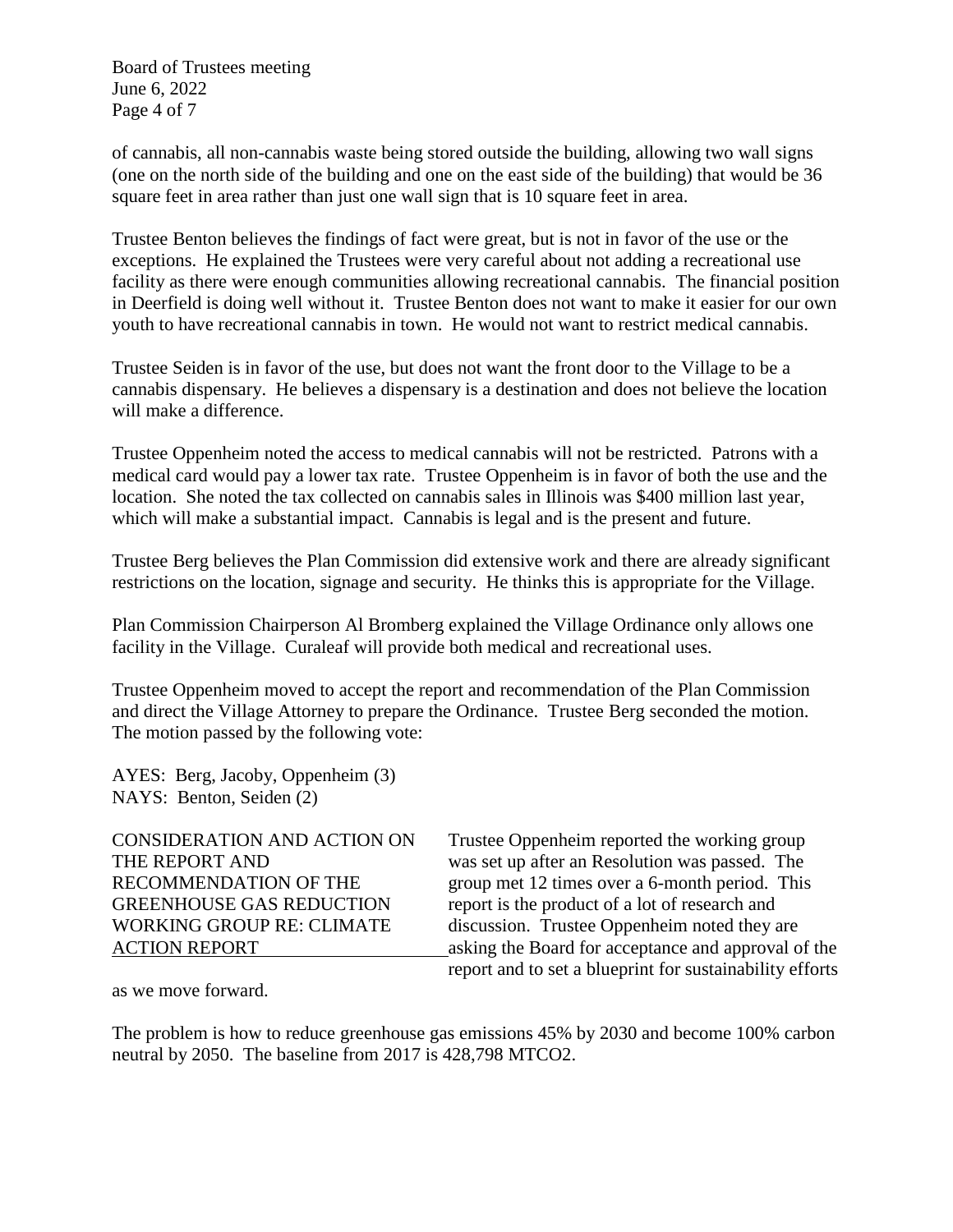of cannabis, all non-cannabis waste being stored outside the building, allowing two wall signs (one on the north side of the building and one on the east side of the building) that would be 36 square feet in area rather than just one wall sign that is 10 square feet in area.

Trustee Benton believes the findings of fact were great, but is not in favor of the use or the exceptions. He explained the Trustees were very careful about not adding a recreational use facility as there were enough communities allowing recreational cannabis. The financial position in Deerfield is doing well without it. Trustee Benton does not want to make it easier for our own youth to have recreational cannabis in town. He would not want to restrict medical cannabis.

Trustee Seiden is in favor of the use, but does not want the front door to the Village to be a cannabis dispensary. He believes a dispensary is a destination and does not believe the location will make a difference.

Trustee Oppenheim noted the access to medical cannabis will not be restricted. Patrons with a medical card would pay a lower tax rate. Trustee Oppenheim is in favor of both the use and the location. She noted the tax collected on cannabis sales in Illinois was $400 million last year, which will make a substantial impact. Cannabis is legal and is the present and future.

Trustee Berg believes the Plan Commission did extensive work and there are already significant restrictions on the location, signage and security. He thinks this is appropriate for the Village.

Plan Commission Chairperson Al Bromberg explained the Village Ordinance only allows one facility in the Village. Curaleaf will provide both medical and recreational uses.

Trustee Oppenheim moved to accept the report and recommendation of the Plan Commission and direct the Village Attorney to prepare the Ordinance. Trustee Berg seconded the motion. The motion passed by the following vote:

AYES: Berg, Jacoby, Oppenheim (3)
NAYS: Benton, Seiden (2)

CONSIDERATION AND ACTION ON THE REPORT AND RECOMMENDATION OF THE GREENHOUSE GAS REDUCTION WORKING GROUP RE: CLIMATE ACTION REPORT

Trustee Oppenheim reported the working group was set up after an Resolution was passed. The group met 12 times over a 6-month period. This report is the product of a lot of research and discussion. Trustee Oppenheim noted they are asking the Board for acceptance and approval of the report and to set a blueprint for sustainability efforts as we move forward.

The problem is how to reduce greenhouse gas emissions 45% by 2030 and become 100% carbon neutral by 2050. The baseline from 2017 is 428,798 MTCO2.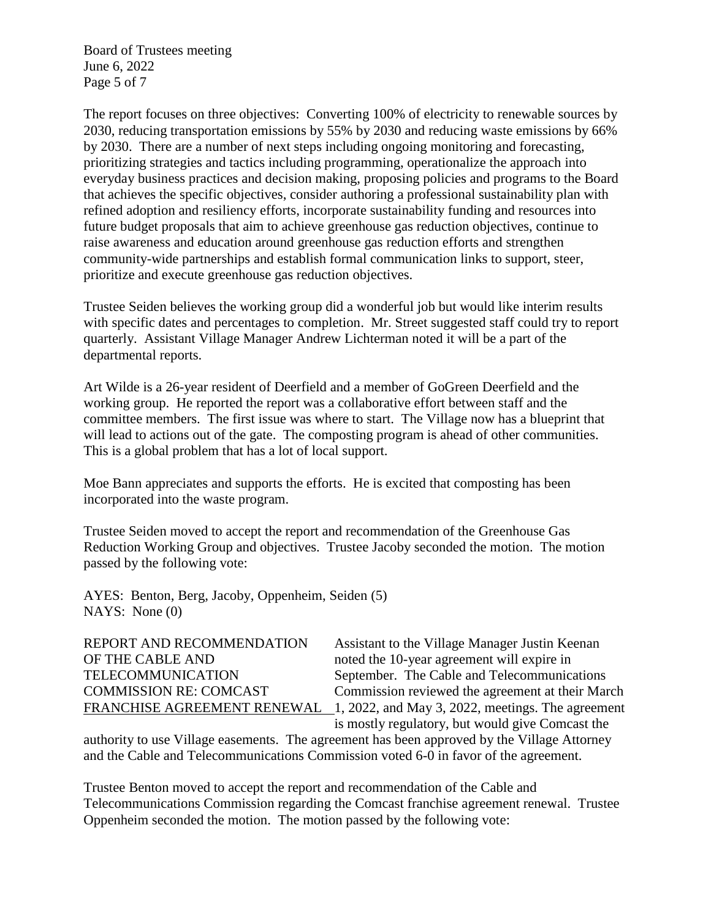The report focuses on three objectives: Converting 100% of electricity to renewable sources by 2030, reducing transportation emissions by 55% by 2030 and reducing waste emissions by 66% by 2030. There are a number of next steps including ongoing monitoring and forecasting, prioritizing strategies and tactics including programming, operationalize the approach into everyday business practices and decision making, proposing policies and programs to the Board that achieves the specific objectives, consider authoring a professional sustainability plan with refined adoption and resiliency efforts, incorporate sustainability funding and resources into future budget proposals that aim to achieve greenhouse gas reduction objectives, continue to raise awareness and education around greenhouse gas reduction efforts and strengthen community-wide partnerships and establish formal communication links to support, steer, prioritize and execute greenhouse gas reduction objectives.

Trustee Seiden believes the working group did a wonderful job but would like interim results with specific dates and percentages to completion. Mr. Street suggested staff could try to report quarterly. Assistant Village Manager Andrew Lichterman noted it will be a part of the departmental reports.

Art Wilde is a 26-year resident of Deerfield and a member of GoGreen Deerfield and the working group. He reported the report was a collaborative effort between staff and the committee members. The first issue was where to start. The Village now has a blueprint that will lead to actions out of the gate. The composting program is ahead of other communities. This is a global problem that has a lot of local support.

Moe Bann appreciates and supports the efforts. He is excited that composting has been incorporated into the waste program.

Trustee Seiden moved to accept the report and recommendation of the Greenhouse Gas Reduction Working Group and objectives. Trustee Jacoby seconded the motion. The motion passed by the following vote:

AYES: Benton, Berg, Jacoby, Oppenheim, Seiden (5)
NAYS: None (0)

REPORT AND RECOMMENDATION OF THE CABLE AND TELECOMMUNICATION COMMISSION RE: COMCAST FRANCHISE AGREEMENT RENEWAL

Assistant to the Village Manager Justin Keenan noted the 10-year agreement will expire in September. The Cable and Telecommunications Commission reviewed the agreement at their March 1, 2022, and May 3, 2022, meetings. The agreement is mostly regulatory, but would give Comcast the authority to use Village easements. The agreement has been approved by the Village Attorney and the Cable and Telecommunications Commission voted 6-0 in favor of the agreement.

Trustee Benton moved to accept the report and recommendation of the Cable and Telecommunications Commission regarding the Comcast franchise agreement renewal. Trustee Oppenheim seconded the motion. The motion passed by the following vote: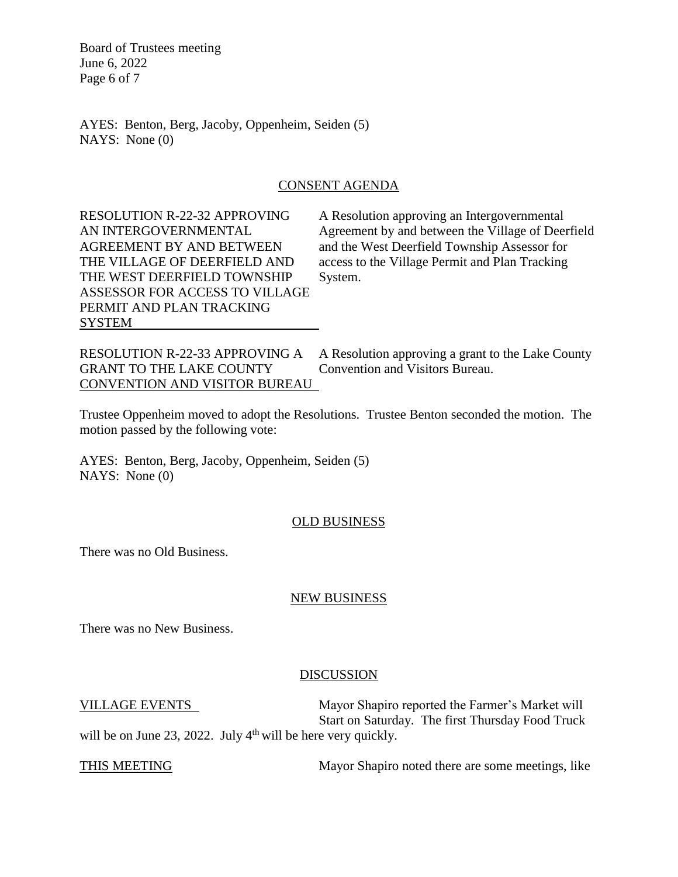AYES: Benton, Berg, Jacoby, Oppenheim, Seiden (5)
NAYS: None (0)

## CONSENT AGENDA

**RESOLUTION R-22-32 APPROVING AN INTERGOVERNMENTAL AGREEMENT BY AND BETWEEN THE VILLAGE OF DEERFIELD AND THE WEST DEERFIELD TOWNSHIP ASSESSOR FOR ACCESS TO VILLAGE PERMIT AND PLAN TRACKING SYSTEM**

A Resolution approving an Intergovernmental Agreement by and between the Village of Deerfield and the West Deerfield Township Assessor for access to the Village Permit and Plan Tracking System.

**RESOLUTION R-22-33 APPROVING A GRANT TO THE LAKE COUNTY CONVENTION AND VISITOR BUREAU**

A Resolution approving a grant to the Lake County Convention and Visitors Bureau.

Trustee Oppenheim moved to adopt the Resolutions. Trustee Benton seconded the motion. The motion passed by the following vote:

AYES: Benton, Berg, Jacoby, Oppenheim, Seiden (5)
NAYS: None (0)

## OLD BUSINESS

There was no Old Business.

## NEW BUSINESS

There was no New Business.

## DISCUSSION

**VILLAGE EVENTS**

Mayor Shapiro reported the Farmer's Market will Start on Saturday. The first Thursday Food Truck will be on June 23, 2022. July 4th will be here very quickly.

**THIS MEETING**

Mayor Shapiro noted there are some meetings, like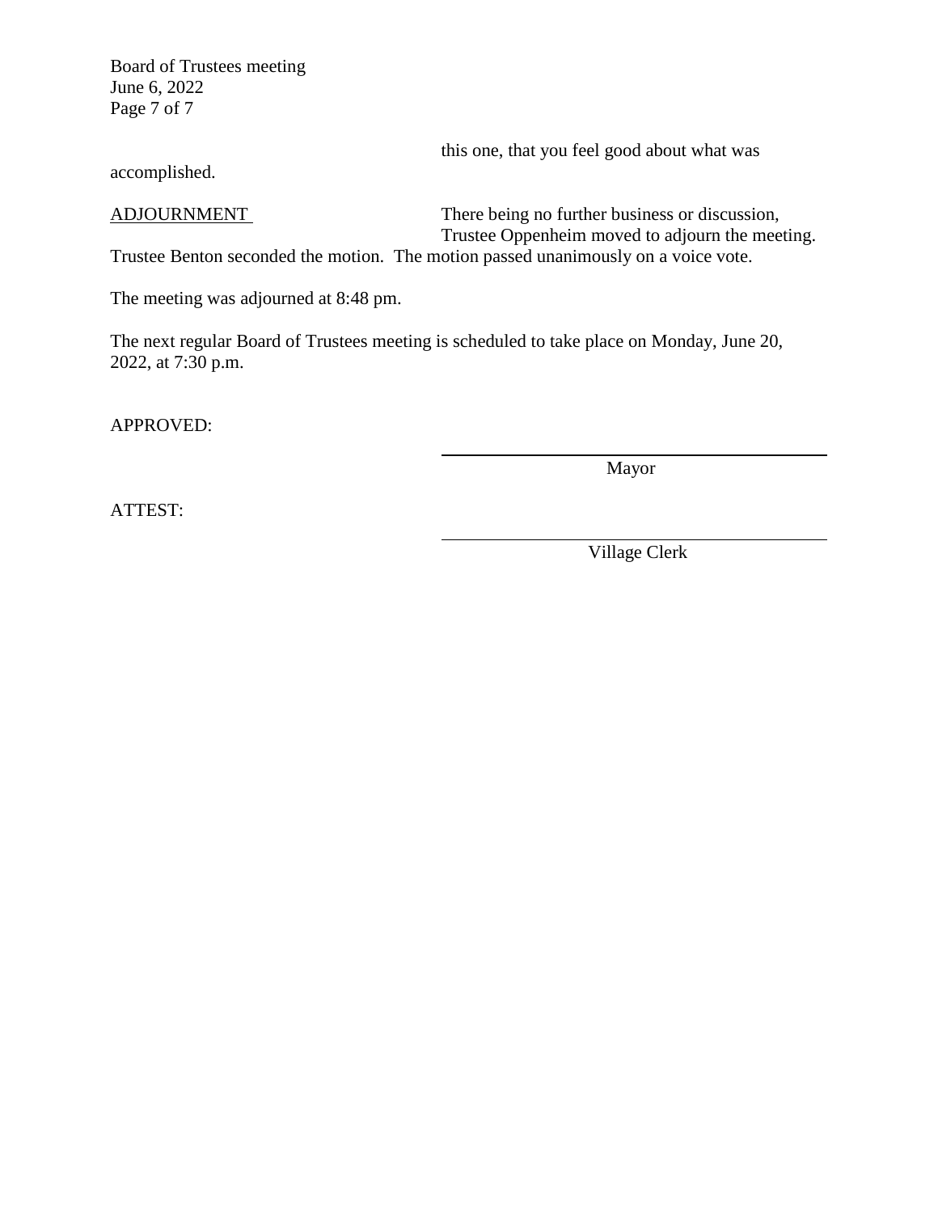this one, that you feel good about what was accomplished.

<u>ADJOURNMENT</u> There being no further business or discussion, Trustee Oppenheim moved to adjourn the meeting. Trustee Benton seconded the motion. The motion passed unanimously on a voice vote.

The meeting was adjourned at 8:48 pm.

The next regular Board of Trustees meeting is scheduled to take place on Monday, June 20, 2022, at 7:30 p.m.

APPROVED:

\_\_\_\_\_\_\_\_\_\_\_\_\_\_\_\_\_\_\_\_\_\_\_\_\_\_\_\_\_\_\_\_\_\_\_\_\_\_\_\_

Mayor

ATTEST:

\_\_\_\_\_\_\_\_\_\_\_\_\_\_\_\_\_\_\_\_\_\_\_\_\_\_\_\_\_\_\_\_\_\_\_\_\_\_\_\_

Village Clerk